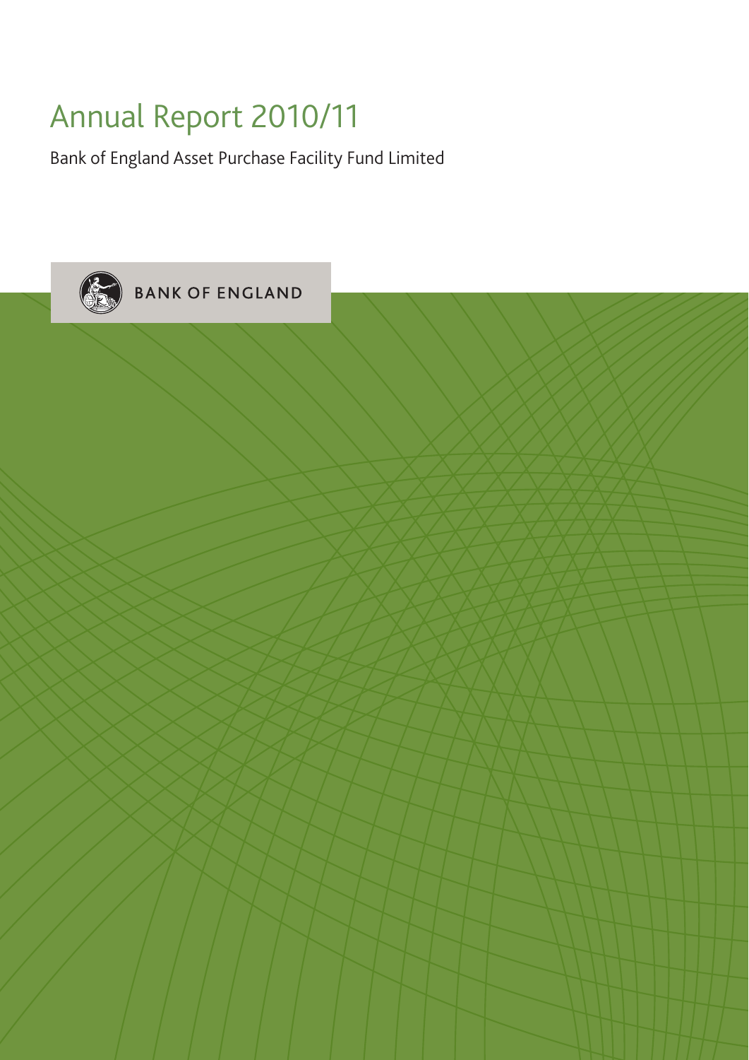# Annual Report 2010/11

Bank of England Asset Purchase Facility Fund Limited

BANK OF ENGLAND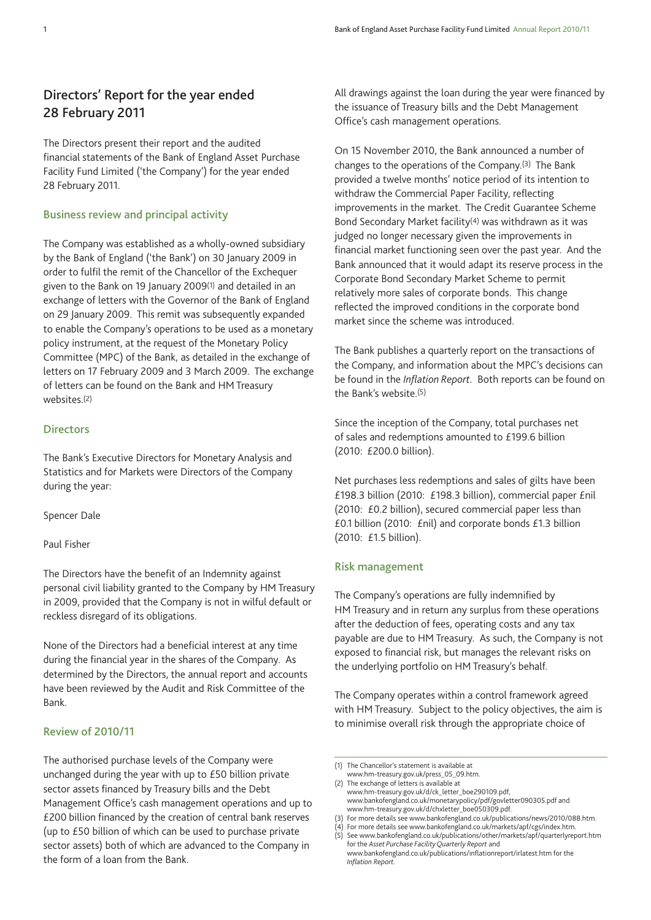# Directors' Report for the year ended 28 February 2011

The Directors present their report and the audited financial statements of the Bank of England Asset Purchase Facility Fund Limited ('the Company') for the year ended 28 February 2011.

## Business review and principal activity

The Company was established as a wholly-owned subsidiary by the Bank of England ('the Bank') on 30 January 2009 in order to fulfil the remit of the Chancellor of the Exchequer given to the Bank on 19 January 2009[1] and detailed in an exchange of letters with the Governor of the Bank of England on 29 January 2009. This remit was subsequently expanded to enable the Company's operations to be used as a monetary policy instrument, at the request of the Monetary Policy Committee (MPC) of the Bank, as detailed in the exchange of letters on 17 February 2009 and 3 March 2009. The exchange of letters can be found on the Bank and HM Treasury websites.[2]

## Directors

The Bank's Executive Directors for Monetary Analysis and Statistics and for Markets were Directors of the Company during the year:

Spencer Dale

Paul Fisher

The Directors have the benefit of an Indemnity against personal civil liability granted to the Company by HM Treasury in 2009, provided that the Company is not in wilful default or reckless disregard of its obligations.

None of the Directors had a beneficial interest at any time during the financial year in the shares of the Company. As determined by the Directors, the annual report and accounts have been reviewed by the Audit and Risk Committee of the Bank.

## Review of 2010/11

The authorised purchase levels of the Company were unchanged during the year with up to £50 billion private sector assets financed by Treasury bills and the Debt Management Office's cash management operations and up to £200 billion financed by the creation of central bank reserves (up to £50 billion of which can be used to purchase private sector assets) both of which are advanced to the Company in the form of a loan from the Bank.

All drawings against the loan during the year were financed by the issuance of Treasury bills and the Debt Management Office's cash management operations.

On 15 November 2010, the Bank announced a number of changes to the operations of the Company.[3] The Bank provided a twelve months' notice period of its intention to withdraw the Commercial Paper Facility, reflecting improvements in the market. The Credit Guarantee Scheme Bond Secondary Market facility[4] was withdrawn as it was judged no longer necessary given the improvements in financial market functioning seen over the past year. And the Bank announced that it would adapt its reserve process in the Corporate Bond Secondary Market Scheme to permit relatively more sales of corporate bonds. This change reflected the improved conditions in the corporate bond market since the scheme was introduced.

The Bank publishes a quarterly report on the transactions of the Company, and information about the MPC's decisions can be found in the *Inflation Report*. Both reports can be found on the Bank's website.[5]

Since the inception of the Company, total purchases net of sales and redemptions amounted to £199.6 billion (2010: £200.0 billion).

Net purchases less redemptions and sales of gilts have been £198.3 billion (2010: £198.3 billion), commercial paper £nil (2010: £0.2 billion), secured commercial paper less than £0.1 billion (2010: £nil) and corporate bonds £1.3 billion (2010: £1.5 billion).

## Risk management

The Company's operations are fully indemnified by HM Treasury and in return any surplus from these operations after the deduction of fees, operating costs and any tax payable are due to HM Treasury. As such, the Company is not exposed to financial risk, but manages the relevant risks on the underlying portfolio on HM Treasury's behalf.

The Company operates within a control framework agreed with HM Treasury. Subject to the policy objectives, the aim is to minimise overall risk through the appropriate choice of

(1) The Chancellor's statement is available at www.hm-treasury.gov.uk/press_05_09.htm.
(2) The exchange of letters is available at www.hm-treasury.gov.uk/d/ck_letter_boe290109.pdf, www.bankofengland.co.uk/monetarypolicy/pdf/govletter090305.pdf and www.hm-treasury.gov.uk/d/chxletter_boe050309.pdf.
(3) For more details see www.bankofengland.co.uk/publications/news/2010/088.htm.
(4) For more details see www.bankofengland.co.uk/markets/apf/cgs/index.htm.
(5) See www.bankofengland.co.uk/publications/other/markets/apf/quarterlyreport.htm for the *Asset Purchase Facility Quarterly Report* and www.bankofengland.co.uk/publications/inflationreport/irlatest.htm for the *Inflation Report*.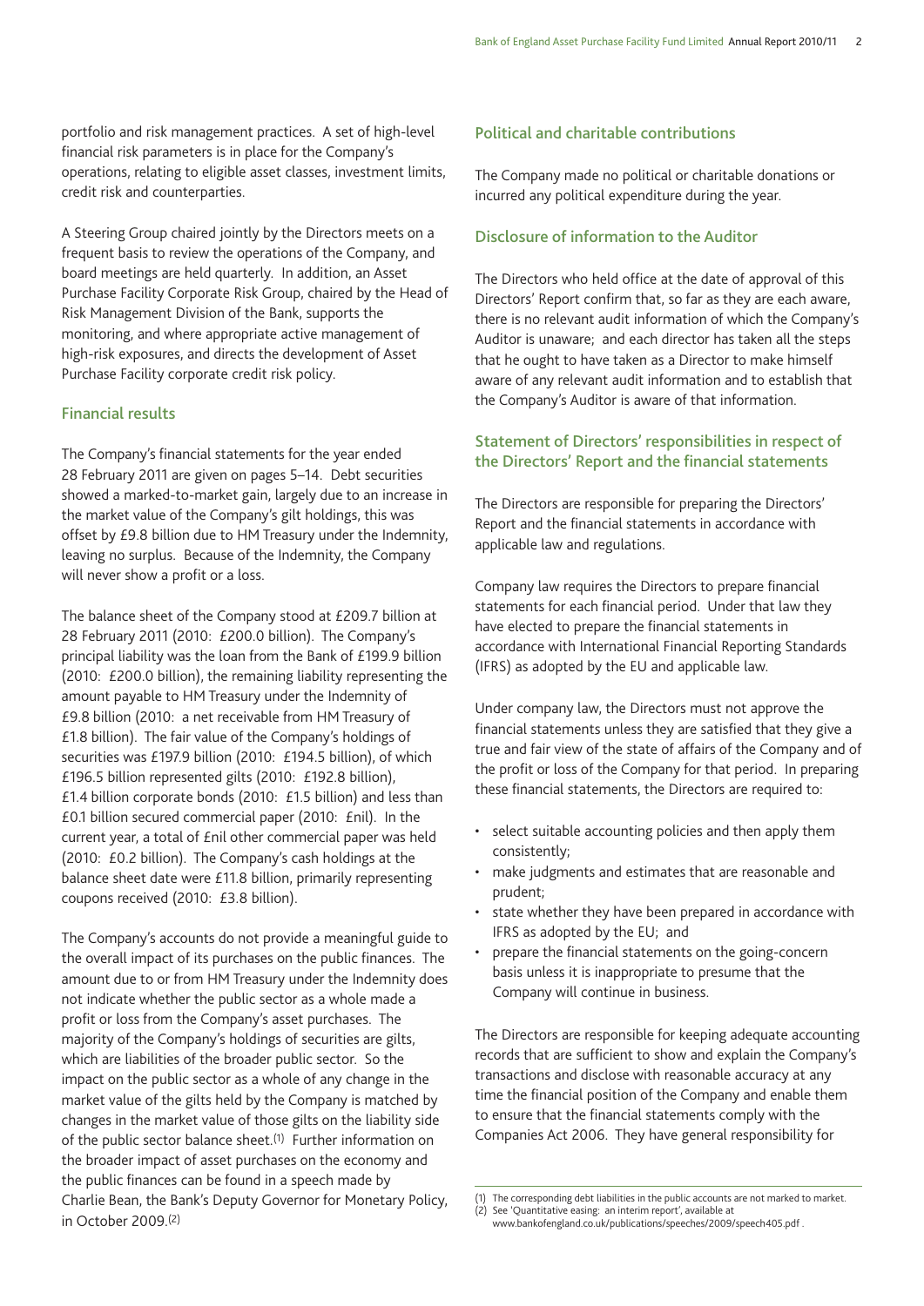portfolio and risk management practices. A set of high-level financial risk parameters is in place for the Company's operations, relating to eligible asset classes, investment limits, credit risk and counterparties.

A Steering Group chaired jointly by the Directors meets on a frequent basis to review the operations of the Company, and board meetings are held quarterly. In addition, an Asset Purchase Facility Corporate Risk Group, chaired by the Head of Risk Management Division of the Bank, supports the monitoring, and where appropriate active management of high-risk exposures, and directs the development of Asset Purchase Facility corporate credit risk policy.

## Financial results

The Company's financial statements for the year ended 28 February 2011 are given on pages 5–14. Debt securities showed a marked-to-market gain, largely due to an increase in the market value of the Company's gilt holdings, this was offset by £9.8 billion due to HM Treasury under the Indemnity, leaving no surplus. Because of the Indemnity, the Company will never show a profit or a loss.

The balance sheet of the Company stood at £209.7 billion at 28 February 2011 (2010: £200.0 billion). The Company's principal liability was the loan from the Bank of £199.9 billion (2010: £200.0 billion), the remaining liability representing the amount payable to HM Treasury under the Indemnity of £9.8 billion (2010: a net receivable from HM Treasury of £1.8 billion). The fair value of the Company's holdings of securities was £197.9 billion (2010: £194.5 billion), of which £196.5 billion represented gilts (2010: £192.8 billion), £1.4 billion corporate bonds (2010: £1.5 billion) and less than £0.1 billion secured commercial paper (2010: £nil). In the current year, a total of £nil other commercial paper was held (2010: £0.2 billion). The Company's cash holdings at the balance sheet date were £11.8 billion, primarily representing coupons received (2010: £3.8 billion).

The Company's accounts do not provide a meaningful guide to the overall impact of its purchases on the public finances. The amount due to or from HM Treasury under the Indemnity does not indicate whether the public sector as a whole made a profit or loss from the Company's asset purchases. The majority of the Company's holdings of securities are gilts, which are liabilities of the broader public sector. So the impact on the public sector as a whole of any change in the market value of the gilts held by the Company is matched by changes in the market value of those gilts on the liability side of the public sector balance sheet.[1] Further information on the broader impact of asset purchases on the economy and the public finances can be found in a speech made by Charlie Bean, the Bank's Deputy Governor for Monetary Policy, in October 2009.[2]

## Political and charitable contributions

The Company made no political or charitable donations or incurred any political expenditure during the year.

## Disclosure of information to the Auditor

The Directors who held office at the date of approval of this Directors' Report confirm that, so far as they are each aware, there is no relevant audit information of which the Company's Auditor is unaware; and each director has taken all the steps that he ought to have taken as a Director to make himself aware of any relevant audit information and to establish that the Company's Auditor is aware of that information.

## Statement of Directors' responsibilities in respect of the Directors' Report and the financial statements

The Directors are responsible for preparing the Directors' Report and the financial statements in accordance with applicable law and regulations.

Company law requires the Directors to prepare financial statements for each financial period. Under that law they have elected to prepare the financial statements in accordance with International Financial Reporting Standards (IFRS) as adopted by the EU and applicable law.

Under company law, the Directors must not approve the financial statements unless they are satisfied that they give a true and fair view of the state of affairs of the Company and of the profit or loss of the Company for that period. In preparing these financial statements, the Directors are required to:

- select suitable accounting policies and then apply them consistently;
- make judgments and estimates that are reasonable and prudent;
- state whether they have been prepared in accordance with IFRS as adopted by the EU; and
- prepare the financial statements on the going-concern basis unless it is inappropriate to presume that the Company will continue in business.

The Directors are responsible for keeping adequate accounting records that are sufficient to show and explain the Company's transactions and disclose with reasonable accuracy at any time the financial position of the Company and enable them to ensure that the financial statements comply with the Companies Act 2006. They have general responsibility for

(1) The corresponding debt liabilities in the public accounts are not marked to market.
(2) See 'Quantitative easing: an interim report', available at www.bankofengland.co.uk/publications/speeches/2009/speech405.pdf .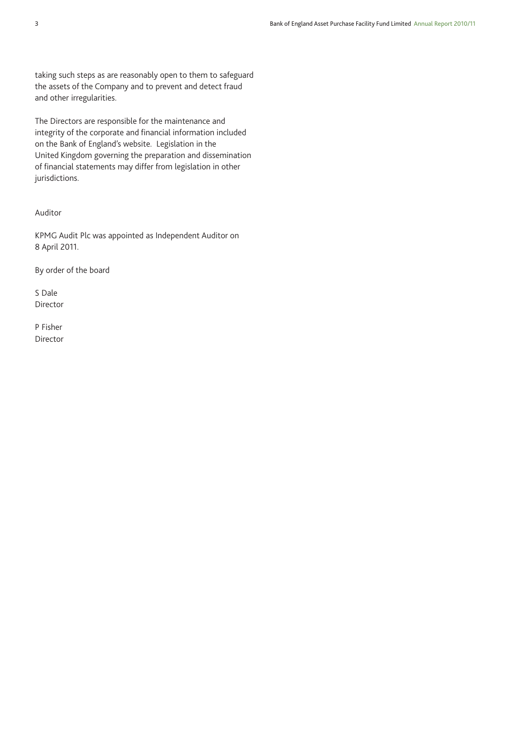taking such steps as are reasonably open to them to safeguard the assets of the Company and to prevent and detect fraud and other irregularities.

The Directors are responsible for the maintenance and integrity of the corporate and financial information included on the Bank of England's website. Legislation in the United Kingdom governing the preparation and dissemination of financial statements may differ from legislation in other jurisdictions.

## Auditor

KPMG Audit Plc was appointed as Independent Auditor on 8 April 2011.

By order of the board

S Dale
Director

P Fisher
Director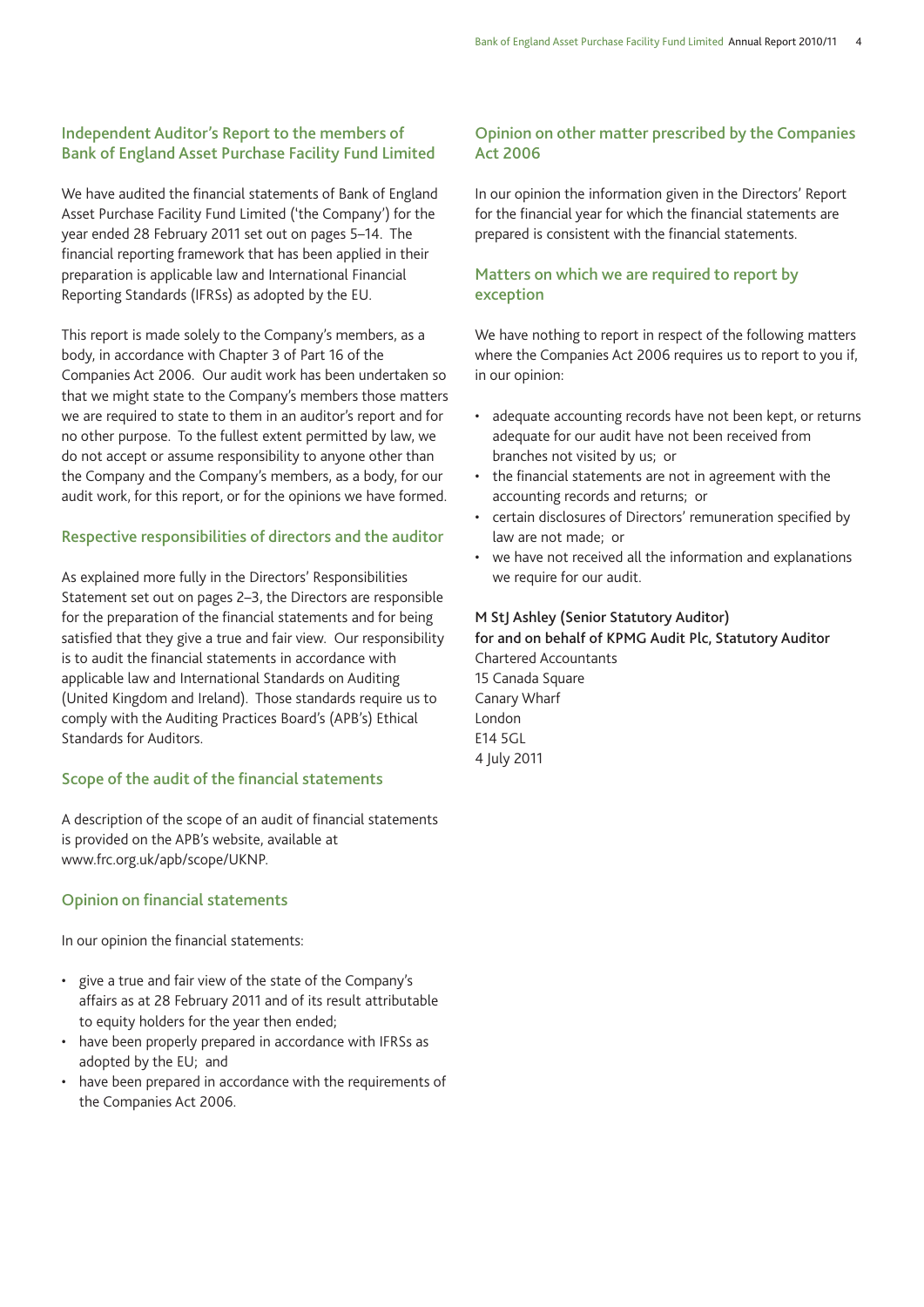## Independent Auditor's Report to the members of Bank of England Asset Purchase Facility Fund Limited

We have audited the financial statements of Bank of England Asset Purchase Facility Fund Limited ('the Company') for the year ended 28 February 2011 set out on pages 5–14. The financial reporting framework that has been applied in their preparation is applicable law and International Financial Reporting Standards (IFRSs) as adopted by the EU.

This report is made solely to the Company's members, as a body, in accordance with Chapter 3 of Part 16 of the Companies Act 2006. Our audit work has been undertaken so that we might state to the Company's members those matters we are required to state to them in an auditor's report and for no other purpose. To the fullest extent permitted by law, we do not accept or assume responsibility to anyone other than the Company and the Company's members, as a body, for our audit work, for this report, or for the opinions we have formed.

### Respective responsibilities of directors and the auditor

As explained more fully in the Directors' Responsibilities Statement set out on pages 2–3, the Directors are responsible for the preparation of the financial statements and for being satisfied that they give a true and fair view. Our responsibility is to audit the financial statements in accordance with applicable law and International Standards on Auditing (United Kingdom and Ireland). Those standards require us to comply with the Auditing Practices Board's (APB's) Ethical Standards for Auditors.

### Scope of the audit of the financial statements

A description of the scope of an audit of financial statements is provided on the APB's website, available at www.frc.org.uk/apb/scope/UKNP.

### Opinion on financial statements

In our opinion the financial statements:

- give a true and fair view of the state of the Company's affairs as at 28 February 2011 and of its result attributable to equity holders for the year then ended;
- have been properly prepared in accordance with IFRSs as adopted by the EU; and
- have been prepared in accordance with the requirements of the Companies Act 2006.

### Opinion on other matter prescribed by the Companies Act 2006

In our opinion the information given in the Directors' Report for the financial year for which the financial statements are prepared is consistent with the financial statements.

### Matters on which we are required to report by exception

We have nothing to report in respect of the following matters where the Companies Act 2006 requires us to report to you if, in our opinion:

- adequate accounting records have not been kept, or returns adequate for our audit have not been received from branches not visited by us; or
- the financial statements are not in agreement with the accounting records and returns; or
- certain disclosures of Directors' remuneration specified by law are not made; or
- we have not received all the information and explanations we require for our audit.

**M StJ Ashley (Senior Statutory Auditor)**
**for and on behalf of KPMG Audit Plc, Statutory Auditor**
Chartered Accountants
15 Canada Square
Canary Wharf
London
E14 5GL
4 July 2011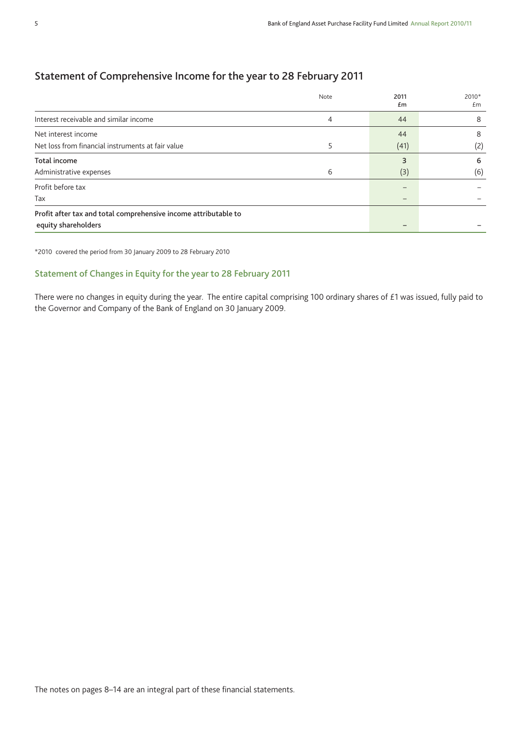## Statement of Comprehensive Income for the year to 28 February 2011

| | Note | 2011 £m | 2010* £m |
|---|---|---|---|
| Interest receivable and similar income | 4 | 44 | 8 |
| Net interest income | | 44 | 8 |
| Net loss from financial instruments at fair value | 5 | (41) | (2) |
| **Total income** | | **3** | **6** |
| Administrative expenses | 6 | (3) | (6) |
| Profit before tax | | – | – |
| Tax | | – | – |
| **Profit after tax and total comprehensive income attributable to equity shareholders** | | **–** | **–** |

*2010 covered the period from 30 January 2009 to 28 February 2010

### Statement of Changes in Equity for the year to 28 February 2011

There were no changes in equity during the year. The entire capital comprising 100 ordinary shares of £1 was issued, fully paid to the Governor and Company of the Bank of England on 30 January 2009.

The notes on pages 8–14 are an integral part of these financial statements.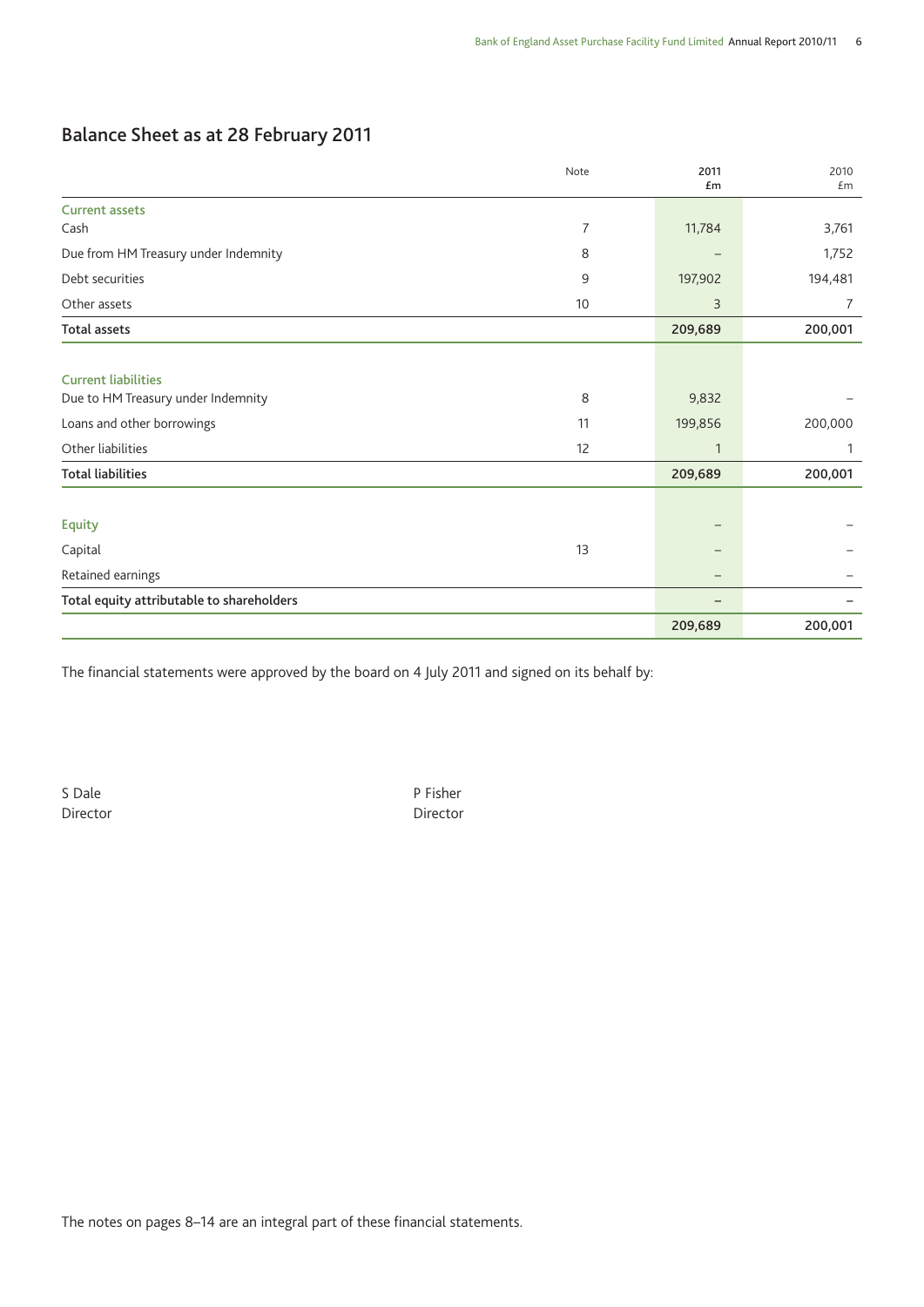## Balance Sheet as at 28 February 2011

| | Note | 2011 £m | 2010 £m |
|---|---|---|---|
| **Current assets** | | | |
| Cash | 7 | 11,784 | 3,761 |
| Due from HM Treasury under Indemnity | 8 | – | 1,752 |
| Debt securities | 9 | 197,902 | 194,481 |
| Other assets | 10 | 3 | 7 |
| **Total assets** | | **209,689** | **200,001** |
| | | | |
| **Current liabilities** | | | |
| Due to HM Treasury under Indemnity | 8 | 9,832 | – |
| Loans and other borrowings | 11 | 199,856 | 200,000 |
| Other liabilities | 12 | 1 | 1 |
| **Total liabilities** | | **209,689** | **200,001** |
| | | | |
| **Equity** | | – | – |
| Capital | 13 | – | – |
| Retained earnings | | – | – |
| **Total equity attributable to shareholders** | | **–** | **–** |
| | | **209,689** | **200,001** |

The financial statements were approved by the board on 4 July 2011 and signed on its behalf by:

S Dale
Director

P Fisher
Director

The notes on pages 8–14 are an integral part of these financial statements.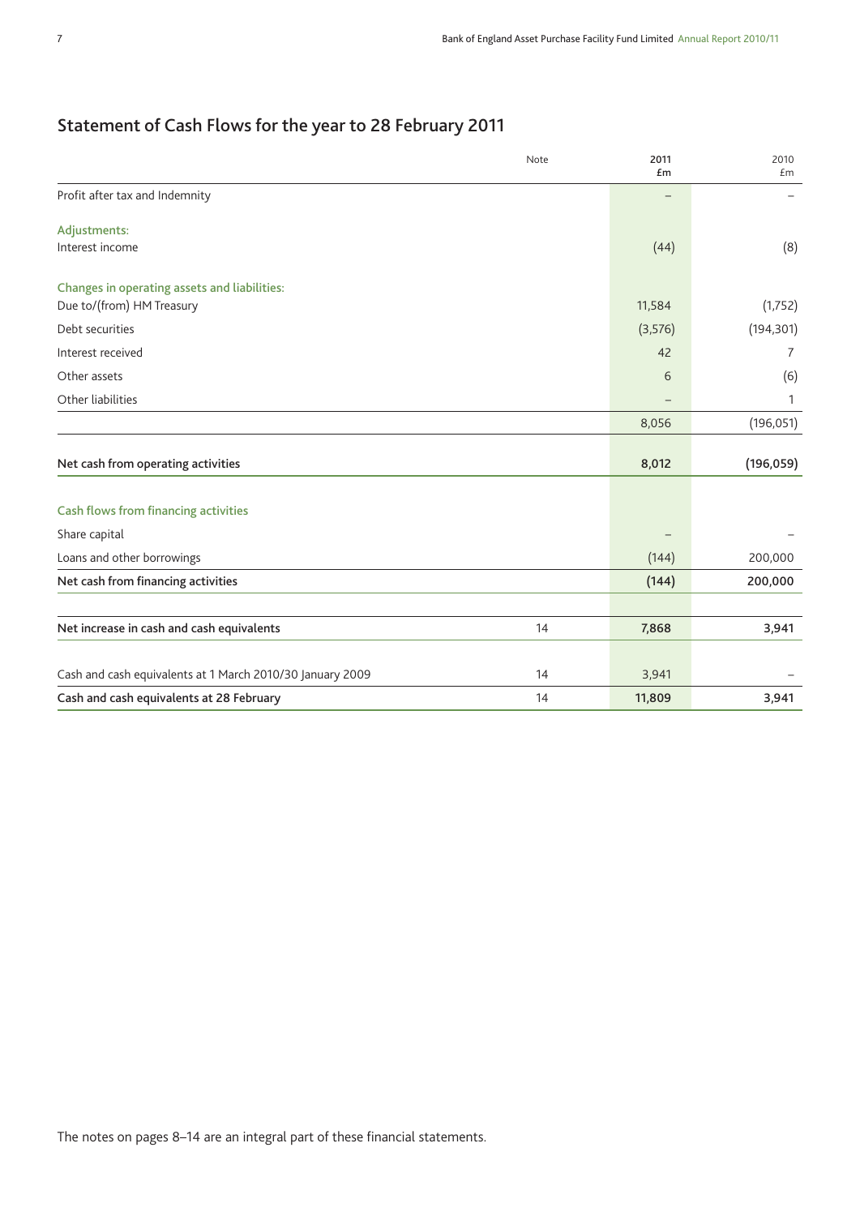## Statement of Cash Flows for the year to 28 February 2011

| | Note | 2011 £m | 2010 £m |
|---|---|---|---|
| Profit after tax and Indemnity | | – | – |
| **Adjustments:** | | | |
| Interest income | | (44) | (8) |
| **Changes in operating assets and liabilities:** | | | |
| Due to/(from) HM Treasury | | 11,584 | (1,752) |
| Debt securities | | (3,576) | (194,301) |
| Interest received | | 42 | 7 |
| Other assets | | 6 | (6) |
| Other liabilities | | – | 1 |
| | | 8,056 | (196,051) |
| **Net cash from operating activities** | | **8,012** | **(196,059)** |
| **Cash flows from financing activities** | | | |
| Share capital | | – | – |
| Loans and other borrowings | | (144) | 200,000 |
| **Net cash from financing activities** | | **(144)** | **200,000** |
| **Net increase in cash and cash equivalents** | 14 | **7,868** | **3,941** |
| Cash and cash equivalents at 1 March 2010/30 January 2009 | 14 | 3,941 | – |
| **Cash and cash equivalents at 28 February** | 14 | **11,809** | **3,941** |

The notes on pages 8–14 are an integral part of these financial statements.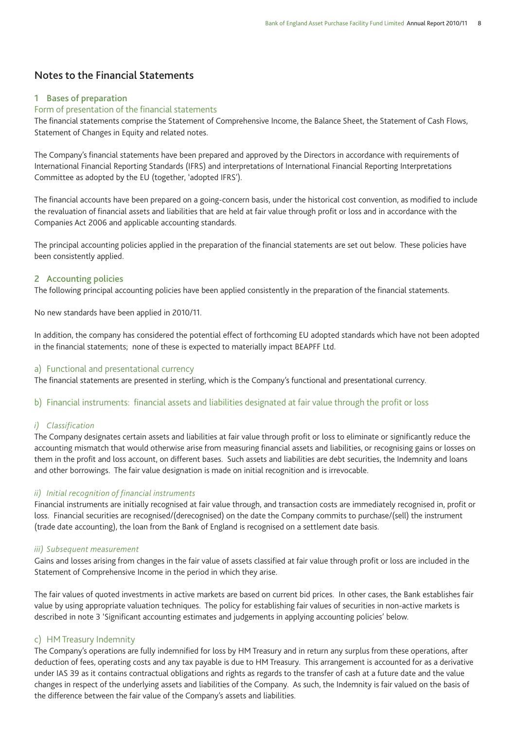# Notes to the Financial Statements

## 1 Bases of preparation

### Form of presentation of the financial statements

The financial statements comprise the Statement of Comprehensive Income, the Balance Sheet, the Statement of Cash Flows, Statement of Changes in Equity and related notes.

The Company's financial statements have been prepared and approved by the Directors in accordance with requirements of International Financial Reporting Standards (IFRS) and interpretations of International Financial Reporting Interpretations Committee as adopted by the EU (together, 'adopted IFRS').

The financial accounts have been prepared on a going-concern basis, under the historical cost convention, as modified to include the revaluation of financial assets and liabilities that are held at fair value through profit or loss and in accordance with the Companies Act 2006 and applicable accounting standards.

The principal accounting policies applied in the preparation of the financial statements are set out below. These policies have been consistently applied.

## 2 Accounting policies

The following principal accounting policies have been applied consistently in the preparation of the financial statements.

No new standards have been applied in 2010/11.

In addition, the company has considered the potential effect of forthcoming EU adopted standards which have not been adopted in the financial statements; none of these is expected to materially impact BEAPFF Ltd.

### a) Functional and presentational currency

The financial statements are presented in sterling, which is the Company's functional and presentational currency.

### b) Financial instruments: financial assets and liabilities designated at fair value through the profit or loss

*i) Classification*

The Company designates certain assets and liabilities at fair value through profit or loss to eliminate or significantly reduce the accounting mismatch that would otherwise arise from measuring financial assets and liabilities, or recognising gains or losses on them in the profit and loss account, on different bases. Such assets and liabilities are debt securities, the Indemnity and loans and other borrowings. The fair value designation is made on initial recognition and is irrevocable.

*ii) Initial recognition of financial instruments*

Financial instruments are initially recognised at fair value through, and transaction costs are immediately recognised in, profit or loss. Financial securities are recognised/(derecognised) on the date the Company commits to purchase/(sell) the instrument (trade date accounting), the loan from the Bank of England is recognised on a settlement date basis.

*iii) Subsequent measurement*

Gains and losses arising from changes in the fair value of assets classified at fair value through profit or loss are included in the Statement of Comprehensive Income in the period in which they arise.

The fair values of quoted investments in active markets are based on current bid prices. In other cases, the Bank establishes fair value by using appropriate valuation techniques. The policy for establishing fair values of securities in non-active markets is described in note 3 'Significant accounting estimates and judgements in applying accounting policies' below.

### c) HM Treasury Indemnity

The Company's operations are fully indemnified for loss by HM Treasury and in return any surplus from these operations, after deduction of fees, operating costs and any tax payable is due to HM Treasury. This arrangement is accounted for as a derivative under IAS 39 as it contains contractual obligations and rights as regards to the transfer of cash at a future date and the value changes in respect of the underlying assets and liabilities of the Company. As such, the Indemnity is fair valued on the basis of the difference between the fair value of the Company's assets and liabilities.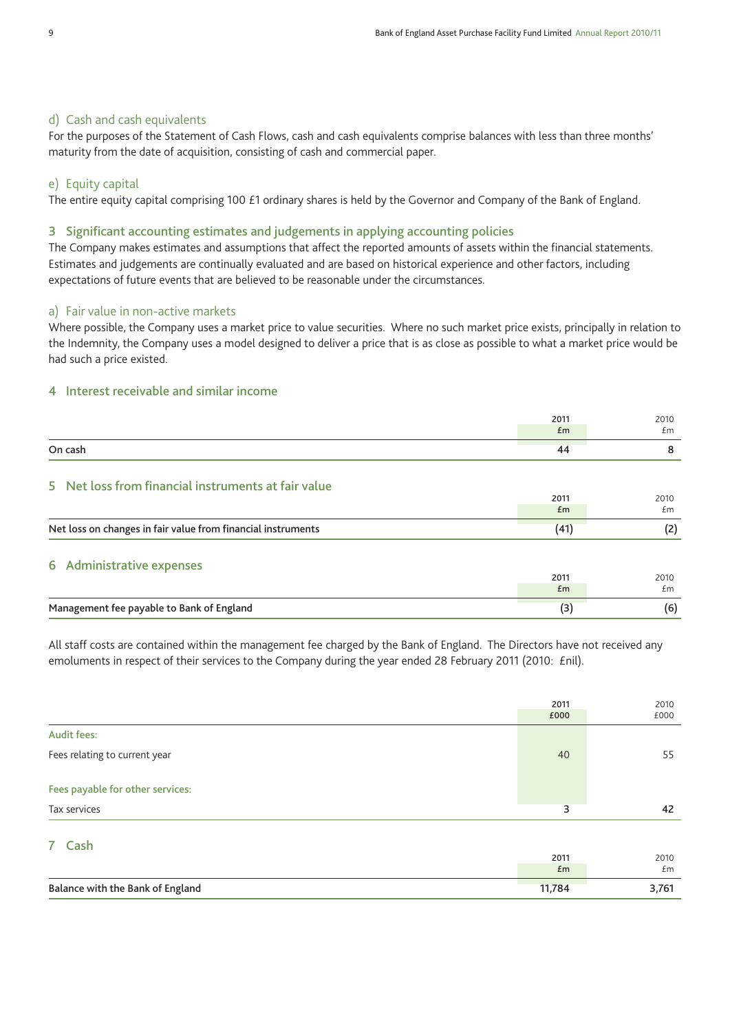### d) Cash and cash equivalents

For the purposes of the Statement of Cash Flows, cash and cash equivalents comprise balances with less than three months' maturity from the date of acquisition, consisting of cash and commercial paper.

### e) Equity capital

The entire equity capital comprising 100 £1 ordinary shares is held by the Governor and Company of the Bank of England.

## 3 Significant accounting estimates and judgements in applying accounting policies

The Company makes estimates and assumptions that affect the reported amounts of assets within the financial statements. Estimates and judgements are continually evaluated and are based on historical experience and other factors, including expectations of future events that are believed to be reasonable under the circumstances.

### a) Fair value in non-active markets

Where possible, the Company uses a market price to value securities. Where no such market price exists, principally in relation to the Indemnity, the Company uses a model designed to deliver a price that is as close as possible to what a market price would be had such a price existed.

## 4 Interest receivable and similar income

| | 2011<br>£m | 2010<br>£m |
|---|---|---|
| On cash | 44 | 8 |

## 5 Net loss from financial instruments at fair value

| | 2011<br>£m | 2010<br>£m |
|---|---|---|
| Net loss on changes in fair value from financial instruments | (41) | (2) |

## 6 Administrative expenses

| | 2011<br>£m | 2010<br>£m |
|---|---|---|
| Management fee payable to Bank of England | (3) | (6) |

All staff costs are contained within the management fee charged by the Bank of England. The Directors have not received any emoluments in respect of their services to the Company during the year ended 28 February 2011 (2010: £nil).

| | 2011<br>£000 | 2010<br>£000 |
|---|---|---|
| **Audit fees:** | | |
| Fees relating to current year | 40 | 55 |
| **Fees payable for other services:** | | |
| Tax services | 3 | 42 |

## 7 Cash

| | 2011<br>£m | 2010<br>£m |
|---|---|---|
| Balance with the Bank of England | 11,784 | 3,761 |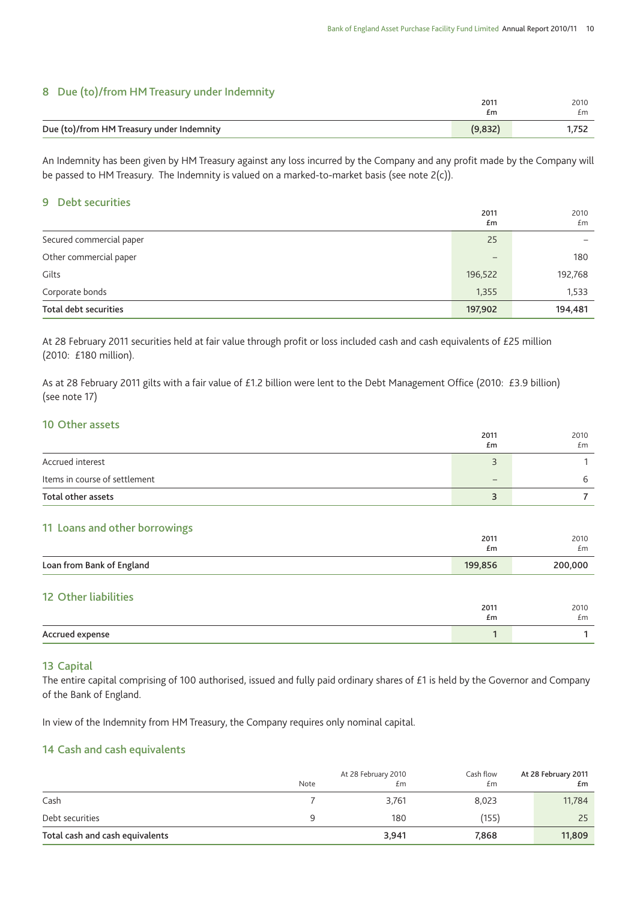## 8 Due (to)/from HM Treasury under Indemnity

| | 2011 £m | 2010 £m |
|---|---|---|
| **Due (to)/from HM Treasury under Indemnity** | **(9,832)** | **1,752** |

An Indemnity has been given by HM Treasury against any loss incurred by the Company and any profit made by the Company will be passed to HM Treasury. The Indemnity is valued on a marked-to-market basis (see note 2(c)).

## 9 Debt securities

| | 2011 £m | 2010 £m |
|---|---|---|
| Secured commercial paper | 25 | – |
| Other commercial paper | – | 180 |
| Gilts | 196,522 | 192,768 |
| Corporate bonds | 1,355 | 1,533 |
| **Total debt securities** | **197,902** | **194,481** |

At 28 February 2011 securities held at fair value through profit or loss included cash and cash equivalents of £25 million (2010: £180 million).

As at 28 February 2011 gilts with a fair value of £1.2 billion were lent to the Debt Management Office (2010: £3.9 billion) (see note 17)

## 10 Other assets

| | 2011 £m | 2010 £m |
|---|---|---|
| Accrued interest | 3 | 1 |
| Items in course of settlement | – | 6 |
| **Total other assets** | **3** | **7** |

## 11 Loans and other borrowings

| | 2011 £m | 2010 £m |
|---|---|---|
| **Loan from Bank of England** | **199,856** | **200,000** |

## 12 Other liabilities

| | 2011 £m | 2010 £m |
|---|---|---|
| **Accrued expense** | **1** | **1** |

## 13 Capital

The entire capital comprising of 100 authorised, issued and fully paid ordinary shares of £1 is held by the Governor and Company of the Bank of England.

In view of the Indemnity from HM Treasury, the Company requires only nominal capital.

## 14 Cash and cash equivalents

| | Note | At 28 February 2010 £m | Cash flow £m | At 28 February 2011 £m |
|---|---|---|---|---|
| Cash | 7 | 3,761 | 8,023 | 11,784 |
| Debt securities | 9 | 180 | (155) | 25 |
| **Total cash and cash equivalents** | | **3,941** | **7,868** | **11,809** |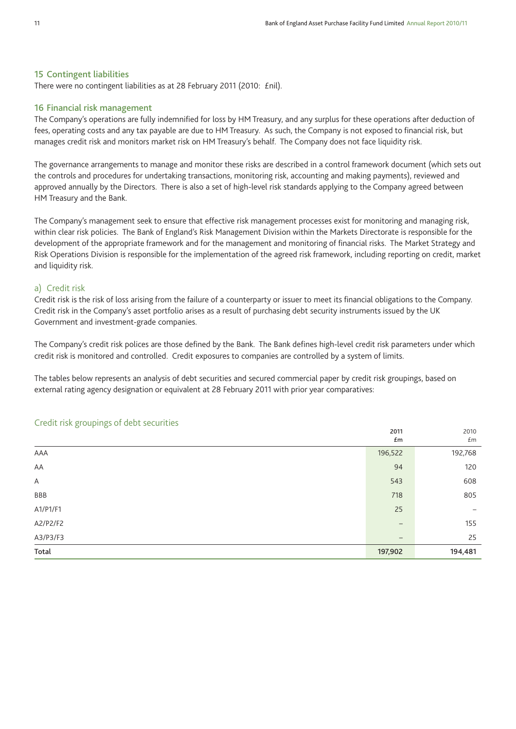## 15 Contingent liabilities

There were no contingent liabilities as at 28 February 2011 (2010: £nil).

## 16 Financial risk management

The Company's operations are fully indemnified for loss by HM Treasury, and any surplus for these operations after deduction of fees, operating costs and any tax payable are due to HM Treasury. As such, the Company is not exposed to financial risk, but manages credit risk and monitors market risk on HM Treasury's behalf. The Company does not face liquidity risk.

The governance arrangements to manage and monitor these risks are described in a control framework document (which sets out the controls and procedures for undertaking transactions, monitoring risk, accounting and making payments), reviewed and approved annually by the Directors. There is also a set of high-level risk standards applying to the Company agreed between HM Treasury and the Bank.

The Company's management seek to ensure that effective risk management processes exist for monitoring and managing risk, within clear risk policies. The Bank of England's Risk Management Division within the Markets Directorate is responsible for the development of the appropriate framework and for the management and monitoring of financial risks. The Market Strategy and Risk Operations Division is responsible for the implementation of the agreed risk framework, including reporting on credit, market and liquidity risk.

### a) Credit risk

Credit risk is the risk of loss arising from the failure of a counterparty or issuer to meet its financial obligations to the Company. Credit risk in the Company's asset portfolio arises as a result of purchasing debt security instruments issued by the UK Government and investment-grade companies.

The Company's credit risk polices are those defined by the Bank. The Bank defines high-level credit risk parameters under which credit risk is monitored and controlled. Credit exposures to companies are controlled by a system of limits.

The tables below represents an analysis of debt securities and secured commercial paper by credit risk groupings, based on external rating agency designation or equivalent at 28 February 2011 with prior year comparatives:

#### Credit risk groupings of debt securities

| | **2011** **£m** | 2010 £m |
|---|---|---|
| AAA | 196,522 | 192,768 |
| AA | 94 | 120 |
| A | 543 | 608 |
| BBB | 718 | 805 |
| A1/P1/F1 | 25 | – |
| A2/P2/F2 | – | 155 |
| A3/P3/F3 | – | 25 |
| **Total** | **197,902** | **194,481** |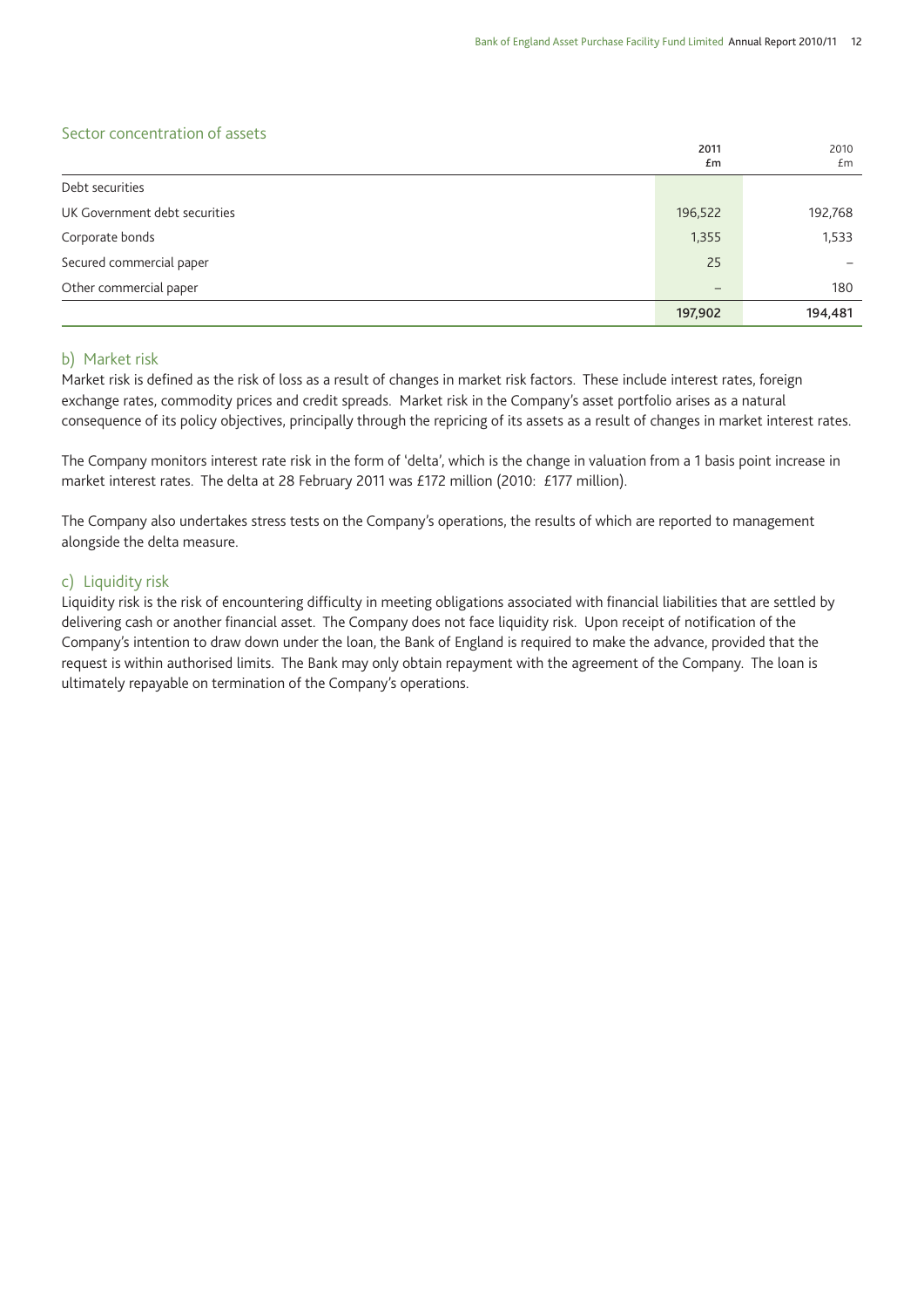## Sector concentration of assets

| | 2011 £m | 2010 £m |
|---|---|---|
| Debt securities | | |
| UK Government debt securities | 196,522 | 192,768 |
| Corporate bonds | 1,355 | 1,533 |
| Secured commercial paper | 25 | – |
| Other commercial paper | – | 180 |
| | **197,902** | **194,481** |

## b) Market risk

Market risk is defined as the risk of loss as a result of changes in market risk factors. These include interest rates, foreign exchange rates, commodity prices and credit spreads. Market risk in the Company's asset portfolio arises as a natural consequence of its policy objectives, principally through the repricing of its assets as a result of changes in market interest rates.

The Company monitors interest rate risk in the form of 'delta', which is the change in valuation from a 1 basis point increase in market interest rates. The delta at 28 February 2011 was £172 million (2010: £177 million).

The Company also undertakes stress tests on the Company's operations, the results of which are reported to management alongside the delta measure.

## c) Liquidity risk

Liquidity risk is the risk of encountering difficulty in meeting obligations associated with financial liabilities that are settled by delivering cash or another financial asset. The Company does not face liquidity risk. Upon receipt of notification of the Company's intention to draw down under the loan, the Bank of England is required to make the advance, provided that the request is within authorised limits. The Bank may only obtain repayment with the agreement of the Company. The loan is ultimately repayable on termination of the Company's operations.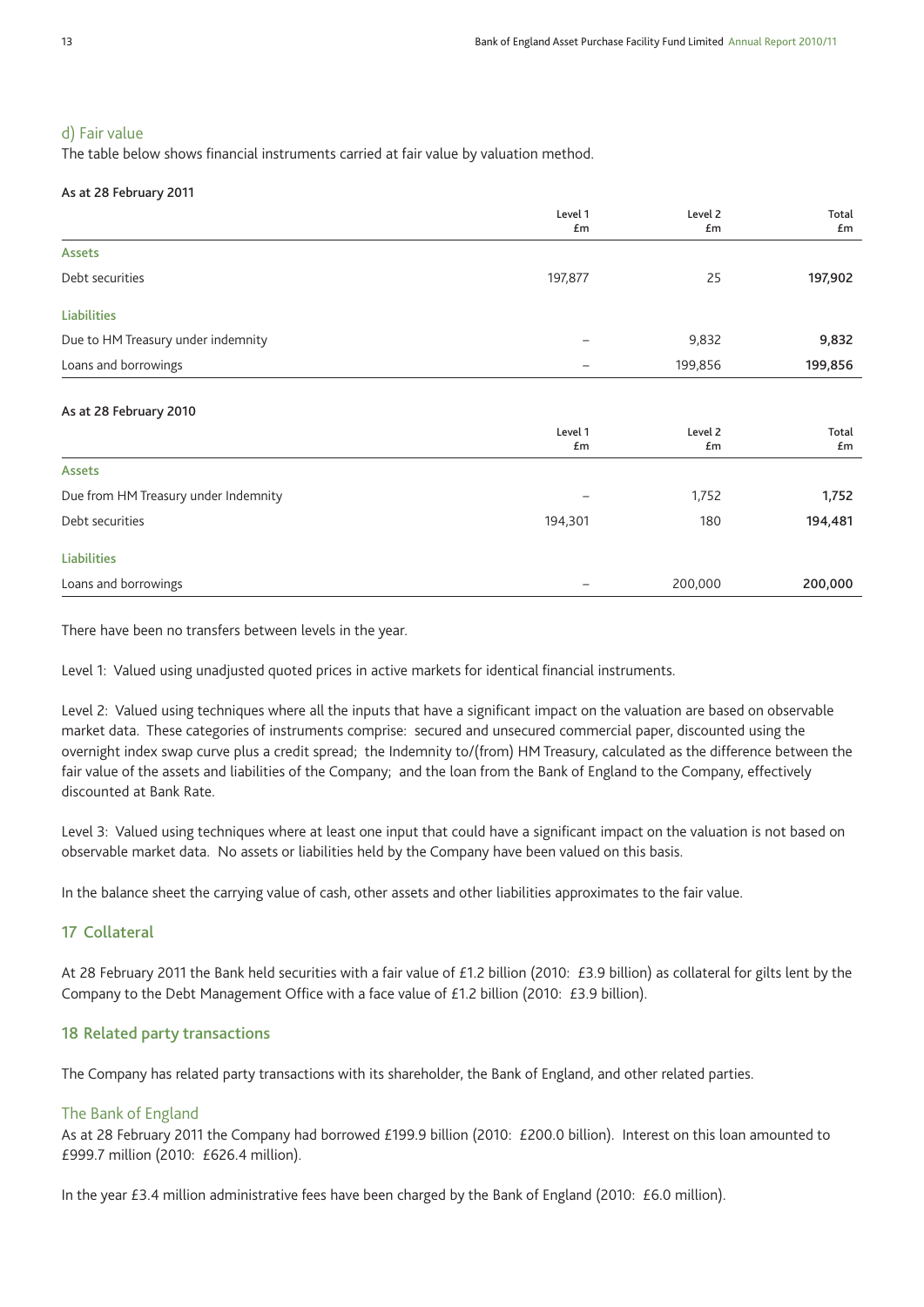### d) Fair value

The table below shows financial instruments carried at fair value by valuation method.

**As at 28 February 2011**

| | Level 1 £m | Level 2 £m | Total £m |
|---|---|---|---|
| **Assets** | | | |
| Debt securities | 197,877 | 25 | **197,902** |
| **Liabilities** | | | |
| Due to HM Treasury under indemnity | – | 9,832 | **9,832** |
| Loans and borrowings | – | 199,856 | **199,856** |

**As at 28 February 2010**

| | Level 1 £m | Level 2 £m | Total £m |
|---|---|---|---|
| **Assets** | | | |
| Due from HM Treasury under Indemnity | – | 1,752 | **1,752** |
| Debt securities | 194,301 | 180 | **194,481** |
| **Liabilities** | | | |
| Loans and borrowings | – | 200,000 | **200,000** |

There have been no transfers between levels in the year.

Level 1: Valued using unadjusted quoted prices in active markets for identical financial instruments.

Level 2: Valued using techniques where all the inputs that have a significant impact on the valuation are based on observable market data. These categories of instruments comprise: secured and unsecured commercial paper, discounted using the overnight index swap curve plus a credit spread; the Indemnity to/(from) HM Treasury, calculated as the difference between the fair value of the assets and liabilities of the Company; and the loan from the Bank of England to the Company, effectively discounted at Bank Rate.

Level 3: Valued using techniques where at least one input that could have a significant impact on the valuation is not based on observable market data. No assets or liabilities held by the Company have been valued on this basis.

In the balance sheet the carrying value of cash, other assets and other liabilities approximates to the fair value.

## 17 Collateral

At 28 February 2011 the Bank held securities with a fair value of £1.2 billion (2010: £3.9 billion) as collateral for gilts lent by the Company to the Debt Management Office with a face value of £1.2 billion (2010: £3.9 billion).

## 18 Related party transactions

The Company has related party transactions with its shareholder, the Bank of England, and other related parties.

### The Bank of England

As at 28 February 2011 the Company had borrowed £199.9 billion (2010: £200.0 billion). Interest on this loan amounted to £999.7 million (2010: £626.4 million).

In the year £3.4 million administrative fees have been charged by the Bank of England (2010: £6.0 million).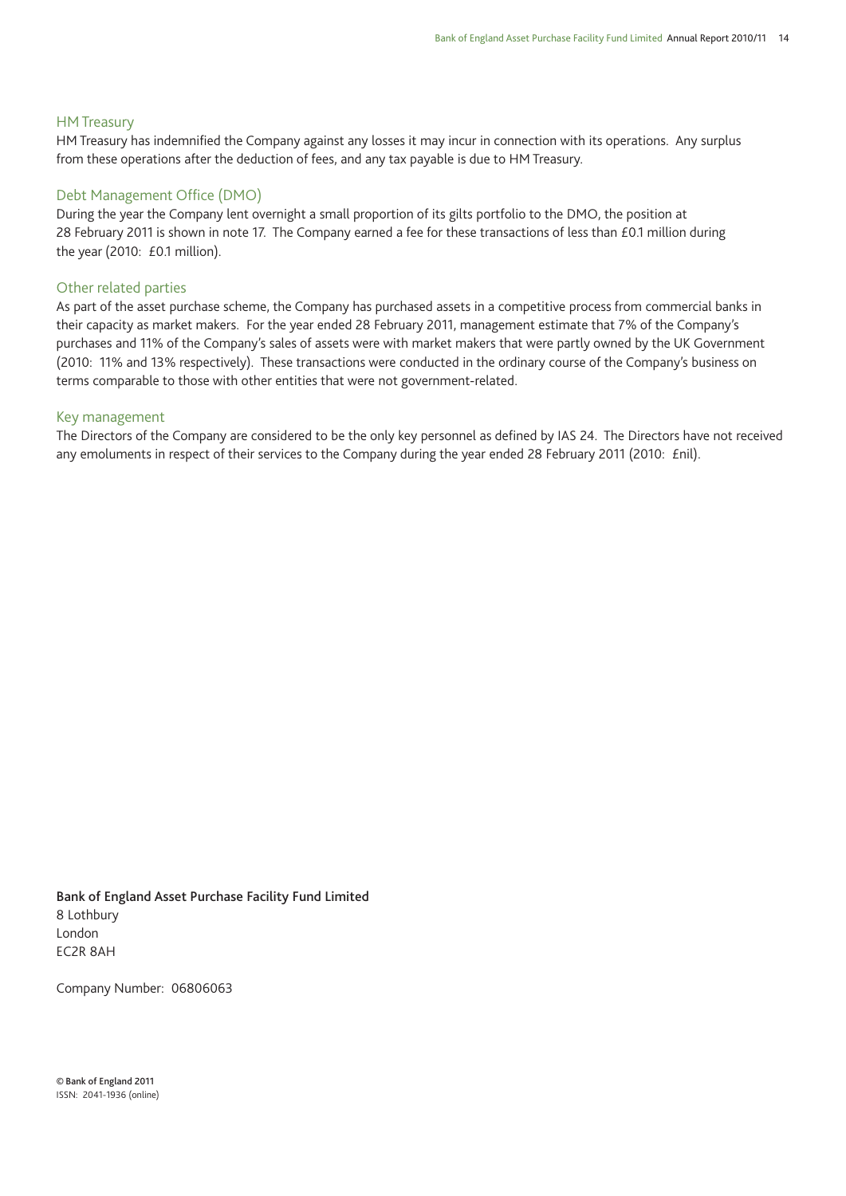### HM Treasury

HM Treasury has indemnified the Company against any losses it may incur in connection with its operations. Any surplus from these operations after the deduction of fees, and any tax payable is due to HM Treasury.

### Debt Management Office (DMO)

During the year the Company lent overnight a small proportion of its gilts portfolio to the DMO, the position at 28 February 2011 is shown in note 17. The Company earned a fee for these transactions of less than £0.1 million during the year (2010: £0.1 million).

### Other related parties

As part of the asset purchase scheme, the Company has purchased assets in a competitive process from commercial banks in their capacity as market makers. For the year ended 28 February 2011, management estimate that 7% of the Company's purchases and 11% of the Company's sales of assets were with market makers that were partly owned by the UK Government (2010: 11% and 13% respectively). These transactions were conducted in the ordinary course of the Company's business on terms comparable to those with other entities that were not government-related.

### Key management

The Directors of the Company are considered to be the only key personnel as defined by IAS 24. The Directors have not received any emoluments in respect of their services to the Company during the year ended 28 February 2011 (2010: £nil).

**Bank of England Asset Purchase Facility Fund Limited**
8 Lothbury
London
EC2R 8AH

Company Number: 06806063

**© Bank of England 2011**
ISSN: 2041-1936 (online)